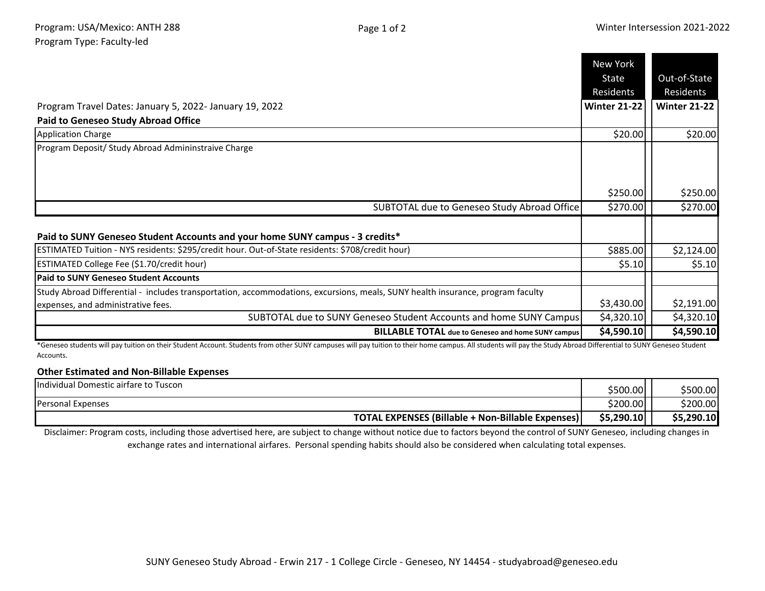Program: USA/Mexico: ANTH 288
Program Type: Faculty-led

Winter Intersession 2021-2022

| Program Travel Dates: January 5, 2022- January 19, 2022 | New York State Residents Winter 21-22 | Out-of-State Residents Winter 21-22 |
|---|---|---|
| **Paid to Geneseo Study Abroad Office** | | |
| Application Charge | $20.00 | $20.00 |
| Program Deposit/ Study Abroad Admininstraive Charge | $250.00 | $250.00 |
| SUBTOTAL due to Geneseo Study Abroad Office | $270.00 | $270.00 |
| **Paid to SUNY Geneseo Student Accounts and your home SUNY campus - 3 credits*** | | |
| ESTIMATED Tuition - NYS residents: $295/credit hour. Out-of-State residents: $708/credit hour) | $885.00 | $2,124.00 |
| ESTIMATED College Fee ($1.70/credit hour) | $5.10 | $5.10 |
| **Paid to SUNY Geneseo Student Accounts** | | |
| Study Abroad Differential - includes transportation, accommodations, excursions, meals, SUNY health insurance, program faculty expenses, and administrative fees. | $3,430.00 | $2,191.00 |
| SUBTOTAL due to SUNY Geneseo Student Accounts and home SUNY Campus | $4,320.10 | $4,320.10 |
| **BILLABLE TOTAL due to Geneseo and home SUNY campus** | **$4,590.10** | **$4,590.10** |

*Geneseo students will pay tuition on their Student Account. Students from other SUNY campuses will pay tuition to their home campus. All students will pay the Study Abroad Differential to SUNY Geneseo Student Accounts.

**Other Estimated and Non-Billable Expenses**

| | | |
|---|---|---|
| Individual Domestic airfare to Tuscon | $500.00 | $500.00 |
| Personal Expenses | $200.00 | $200.00 |
| **TOTAL EXPENSES (Billable + Non-Billable Expenses)** | **$5,290.10** | **$5,290.10** |

Disclaimer: Program costs, including those advertised here, are subject to change without notice due to factors beyond the control of SUNY Geneseo, including changes in exchange rates and international airfares. Personal spending habits should also be considered when calculating total expenses.

SUNY Geneseo Study Abroad - Erwin 217 - 1 College Circle - Geneseo, NY 14454 - studyabroad@geneseo.edu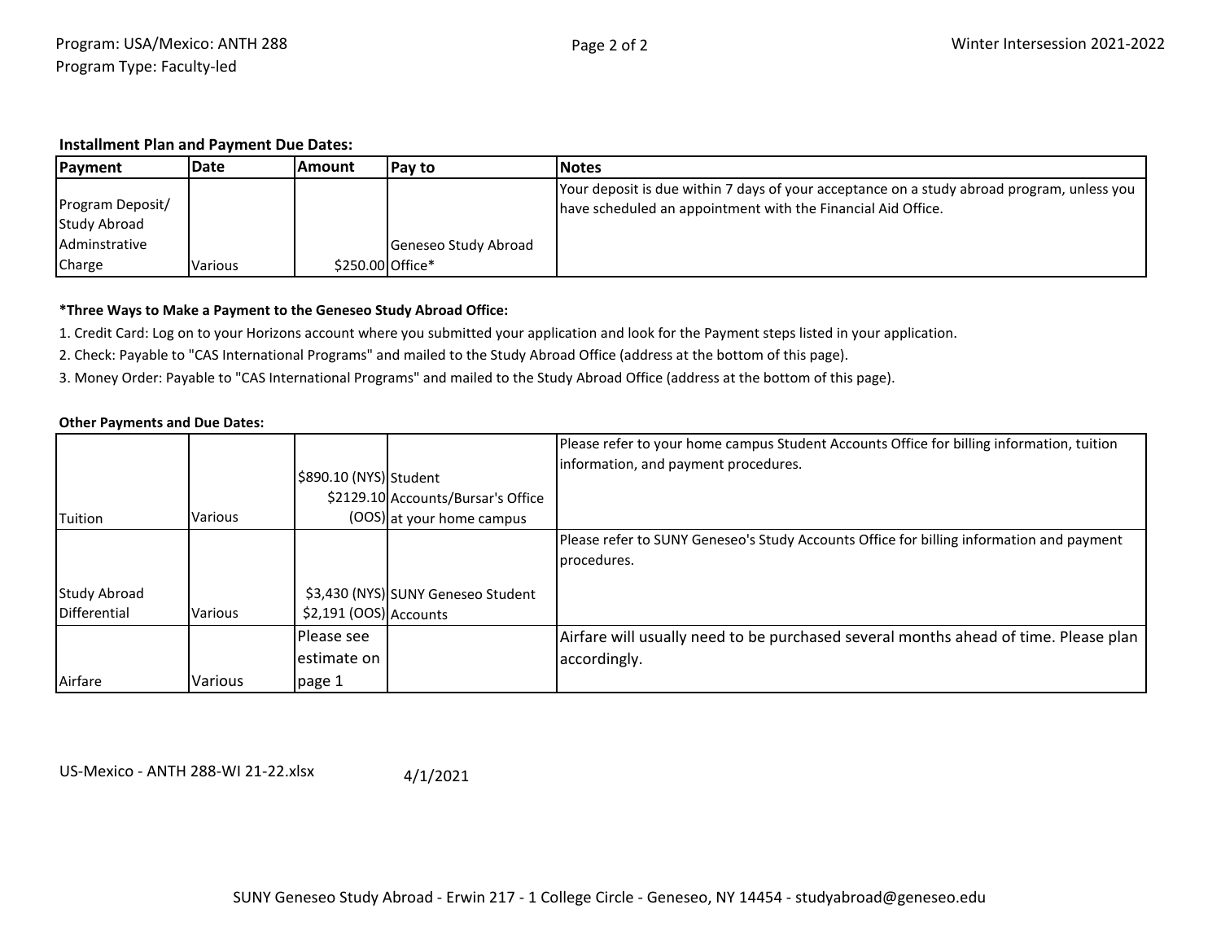Program: USA/Mexico: ANTH 288
Program Type: Faculty-led

Winter Intersession 2021-2022

**Installment Plan and Payment Due Dates:**

| Payment | Date | Amount | Pay to | Notes |
|---|---|---|---|---|
| Program Deposit/ Study Abroad Adminstrative Charge | Various | $250.00 | Geneseo Study Abroad Office* | Your deposit is due within 7 days of your acceptance on a study abroad program, unless you have scheduled an appointment with the Financial Aid Office. |

**\*Three Ways to Make a Payment to the Geneseo Study Abroad Office:**

1. Credit Card: Log on to your Horizons account where you submitted your application and look for the Payment steps listed in your application.
2. Check: Payable to "CAS International Programs" and mailed to the Study Abroad Office (address at the bottom of this page).
3. Money Order: Payable to "CAS International Programs" and mailed to the Study Abroad Office (address at the bottom of this page).

**Other Payments and Due Dates:**

| | | | | |
|---|---|---|---|---|
| Tuition | Various | $890.10 (NYS) $2129.10 (OOS) | Student Accounts/Bursar's Office at your home campus | Please refer to your home campus Student Accounts Office for billing information, tuition information, and payment procedures. |
| Study Abroad Differential | Various | $3,430 (NYS) $2,191 (OOS) | SUNY Geneseo Student Accounts | Please refer to SUNY Geneseo's Study Accounts Office for billing information and payment procedures. |
| Airfare | Various | Please see estimate on page 1 | | Airfare will usually need to be purchased several months ahead of time. Please plan accordingly. |

US-Mexico - ANTH 288-WI 21-22.xlsx 4/1/2021

SUNY Geneseo Study Abroad - Erwin 217 - 1 College Circle - Geneseo, NY 14454 - studyabroad@geneseo.edu